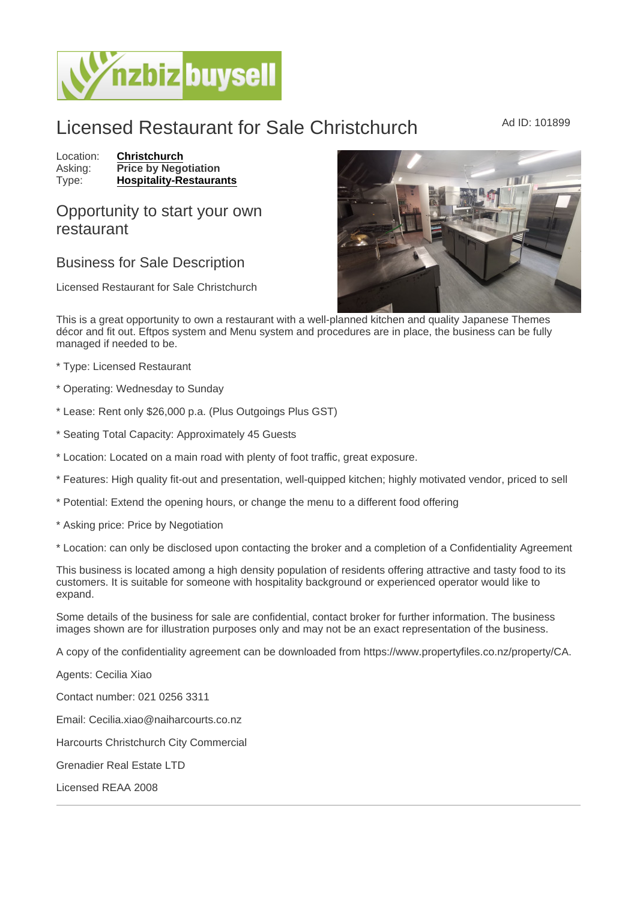# Licensed Restaurant for Sale Christchurch

Ad ID: 101899

Location: **Christchurch**
Asking: **Price by Negotiation**
Type: **Hospitality-Restaurants**

## Opportunity to start your own restaurant

## Business for Sale Description

Licensed Restaurant for Sale Christchurch

This is a great opportunity to own a restaurant with a well-planned kitchen and quality Japanese Themes décor and fit out. Eftpos system and Menu system and procedures are in place, the business can be fully managed if needed to be.

* Type: Licensed Restaurant

* Operating: Wednesday to Sunday

* Lease: Rent only $26,000 p.a. (Plus Outgoings Plus GST)

* Seating Total Capacity: Approximately 45 Guests

* Location: Located on a main road with plenty of foot traffic, great exposure.

* Features: High quality fit-out and presentation, well-quipped kitchen; highly motivated vendor, priced to sell

* Potential: Extend the opening hours, or change the menu to a different food offering

* Asking price: Price by Negotiation

* Location: can only be disclosed upon contacting the broker and a completion of a Confidentiality Agreement

This business is located among a high density population of residents offering attractive and tasty food to its customers. It is suitable for someone with hospitality background or experienced operator would like to expand.

Some details of the business for sale are confidential, contact broker for further information. The business images shown are for illustration purposes only and may not be an exact representation of the business.

A copy of the confidentiality agreement can be downloaded from https://www.propertyfiles.co.nz/property/CA.

Agents: Cecilia Xiao

Contact number: 021 0256 3311

Email: Cecilia.xiao@naiharcourts.co.nz

Harcourts Christchurch City Commercial

Grenadier Real Estate LTD

Licensed REAA 2008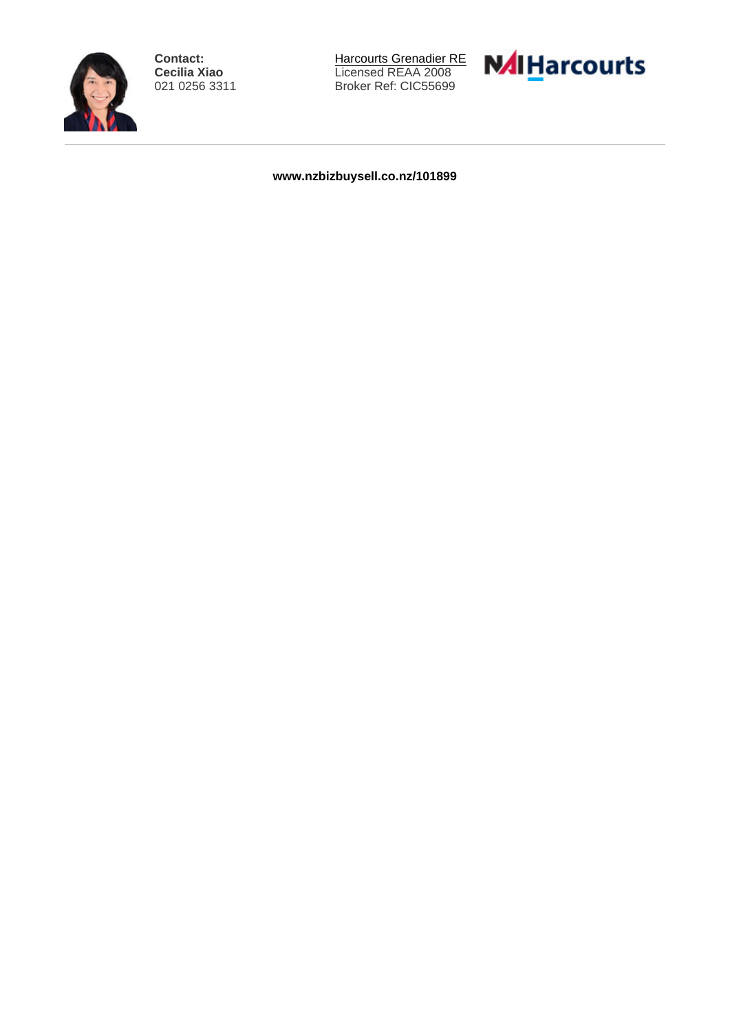**Contact:**
**Cecilia Xiao**
021 0256 3311

Harcourts Grenadier RE
Licensed REAA 2008
Broker Ref: CIC55699

---

**www.nzbizbuysell.co.nz/101899**